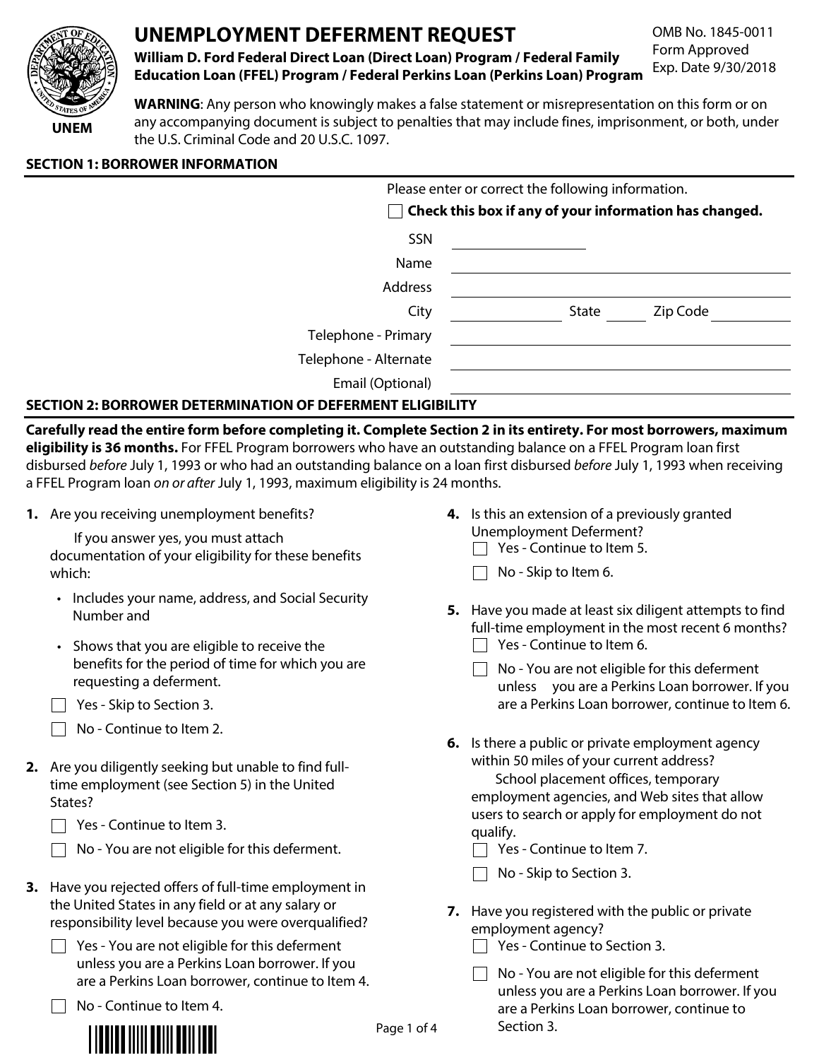# UNEMPLOYMENT DEFERMENT REQUEST

**William D. Ford Federal Direct Loan (Direct Loan) Program / Federal Family Education Loan (FFEL) Program / Federal Perkins Loan (Perkins Loan) Program**

OMB No. 1845-0011
Form Approved
Exp. Date 9/30/2018

UNEM

**WARNING**: Any person who knowingly makes a false statement or misrepresentation on this form or on any accompanying document is subject to penalties that may include fines, imprisonment, or both, under the U.S. Criminal Code and 20 U.S.C. 1097.

## SECTION 1: BORROWER INFORMATION

Please enter or correct the following information.

☐ **Check this box if any of your information has changed.**

SSN ____________

Name ____________

Address ____________

City ____________ State ______ Zip Code ____________

Telephone - Primary ____________

Telephone - Alternate ____________

Email (Optional) ____________

## SECTION 2: BORROWER DETERMINATION OF DEFERMENT ELIGIBILITY

**Carefully read the entire form before completing it. Complete Section 2 in its entirety. For most borrowers, maximum eligibility is 36 months.** For FFEL Program borrowers who have an outstanding balance on a FFEL Program loan first disbursed *before* July 1, 1993 or who had an outstanding balance on a loan first disbursed *before* July 1, 1993 when receiving a FFEL Program loan *on or after* July 1, 1993, maximum eligibility is 24 months.

**1.** Are you receiving unemployment benefits?

If you answer yes, you must attach documentation of your eligibility for these benefits which:

- Includes your name, address, and Social Security Number and
- Shows that you are eligible to receive the benefits for the period of time for which you are requesting a deferment.

☐ Yes - Skip to Section 3.

☐ No - Continue to Item 2.

**2.** Are you diligently seeking but unable to find full-time employment (see Section 5) in the United States?

☐ Yes - Continue to Item 3.

☐ No - You are not eligible for this deferment.

**3.** Have you rejected offers of full-time employment in the United States in any field or at any salary or responsibility level because you were overqualified?

☐ Yes - You are not eligible for this deferment unless you are a Perkins Loan borrower. If you are a Perkins Loan borrower, continue to Item 4.

☐ No - Continue to Item 4.

**4.** Is this an extension of a previously granted Unemployment Deferment?

☐ Yes - Continue to Item 5.

☐ No - Skip to Item 6.

**5.** Have you made at least six diligent attempts to find full-time employment in the most recent 6 months?

☐ Yes - Continue to Item 6.

☐ No - You are not eligible for this deferment unless you are a Perkins Loan borrower. If you are a Perkins Loan borrower, continue to Item 6.

**6.** Is there a public or private employment agency within 50 miles of your current address?

School placement offices, temporary employment agencies, and Web sites that allow users to search or apply for employment do not qualify.

☐ Yes - Continue to Item 7.

☐ No - Skip to Section 3.

**7.** Have you registered with the public or private employment agency?

☐ Yes - Continue to Section 3.

☐ No - You are not eligible for this deferment unless you are a Perkins Loan borrower. If you are a Perkins Loan borrower, continue to Section 3.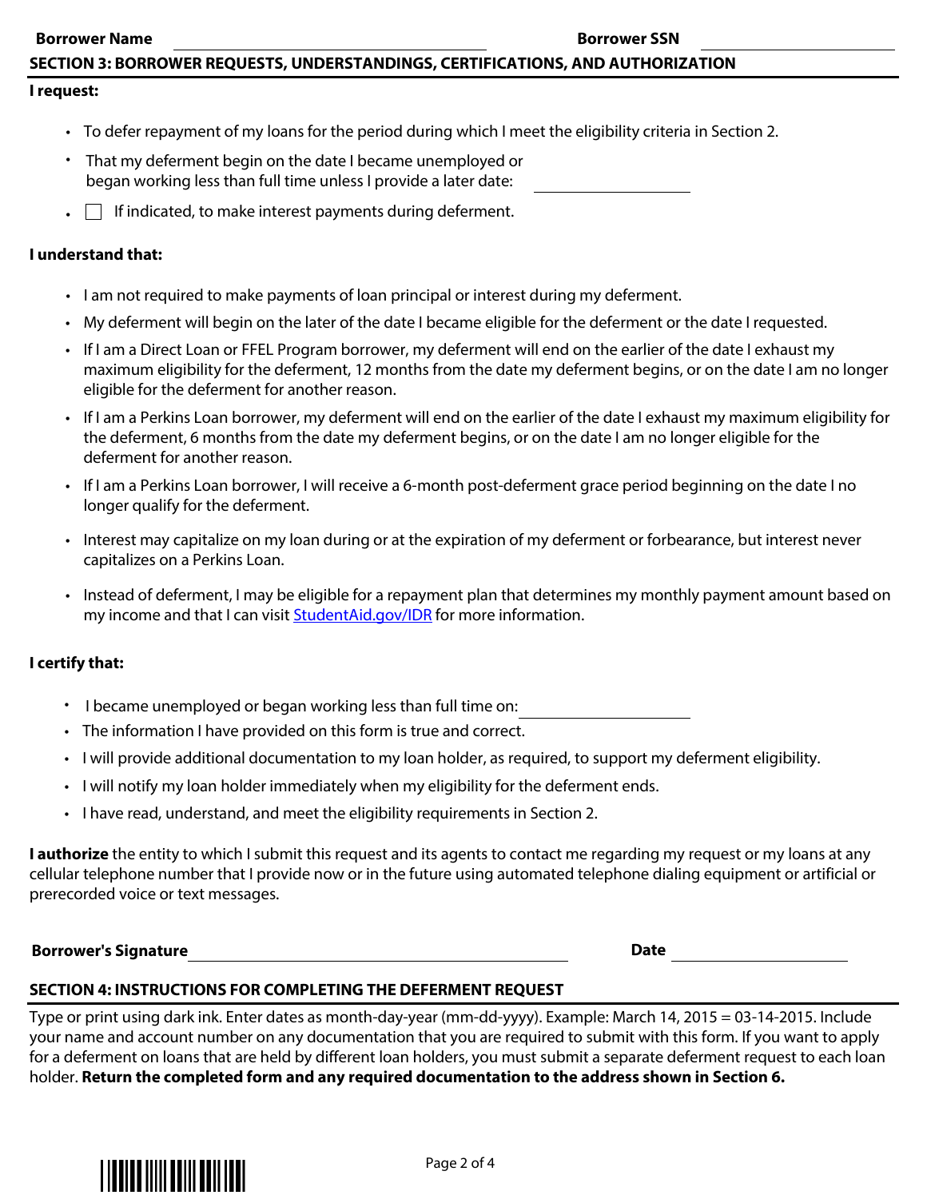**Borrower Name** \_\_\_\_\_\_\_\_\_\_\_\_\_\_\_\_\_\_\_\_\_\_\_\_\_\_\_\_\_\_ **Borrower SSN** \_\_\_\_\_\_\_\_\_\_\_\_\_\_\_\_\_\_\_\_

## SECTION 3: BORROWER REQUESTS, UNDERSTANDINGS, CERTIFICATIONS, AND AUTHORIZATION

**I request:**

- To defer repayment of my loans for the period during which I meet the eligibility criteria in Section 2.
- That my deferment begin on the date I became unemployed or began working less than full time unless I provide a later date: \_\_\_\_\_\_\_\_\_\_\_\_\_\_\_\_\_\_\_\_
- ☐ If indicated, to make interest payments during deferment.

**I understand that:**

- I am not required to make payments of loan principal or interest during my deferment.
- My deferment will begin on the later of the date I became eligible for the deferment or the date I requested.
- If I am a Direct Loan or FFEL Program borrower, my deferment will end on the earlier of the date I exhaust my maximum eligibility for the deferment, 12 months from the date my deferment begins, or on the date I am no longer eligible for the deferment for another reason.
- If I am a Perkins Loan borrower, my deferment will end on the earlier of the date I exhaust my maximum eligibility for the deferment, 6 months from the date my deferment begins, or on the date I am no longer eligible for the deferment for another reason.
- If I am a Perkins Loan borrower, I will receive a 6-month post-deferment grace period beginning on the date I no longer qualify for the deferment.
- Interest may capitalize on my loan during or at the expiration of my deferment or forbearance, but interest never capitalizes on a Perkins Loan.
- Instead of deferment, I may be eligible for a repayment plan that determines my monthly payment amount based on my income and that I can visit [StudentAid.gov/IDR](StudentAid.gov/IDR) for more information.

**I certify that:**

- I became unemployed or began working less than full time on: \_\_\_\_\_\_\_\_\_\_\_\_\_\_\_\_\_\_\_\_
- The information I have provided on this form is true and correct.
- I will provide additional documentation to my loan holder, as required, to support my deferment eligibility.
- I will notify my loan holder immediately when my eligibility for the deferment ends.
- I have read, understand, and meet the eligibility requirements in Section 2.

**I authorize** the entity to which I submit this request and its agents to contact me regarding my request or my loans at any cellular telephone number that I provide now or in the future using automated telephone dialing equipment or artificial or prerecorded voice or text messages.

**Borrower's Signature** \_\_\_\_\_\_\_\_\_\_\_\_\_\_\_\_\_\_\_\_\_\_\_\_\_\_\_\_\_\_\_\_\_\_\_\_\_\_\_\_ **Date** \_\_\_\_\_\_\_\_\_\_\_\_\_\_\_\_\_\_\_\_

## SECTION 4: INSTRUCTIONS FOR COMPLETING THE DEFERMENT REQUEST

Type or print using dark ink. Enter dates as month-day-year (mm-dd-yyyy). Example: March 14, 2015 = 03-14-2015. Include your name and account number on any documentation that you are required to submit with this form. If you want to apply for a deferment on loans that are held by different loan holders, you must submit a separate deferment request to each loan holder. **Return the completed form and any required documentation to the address shown in Section 6.**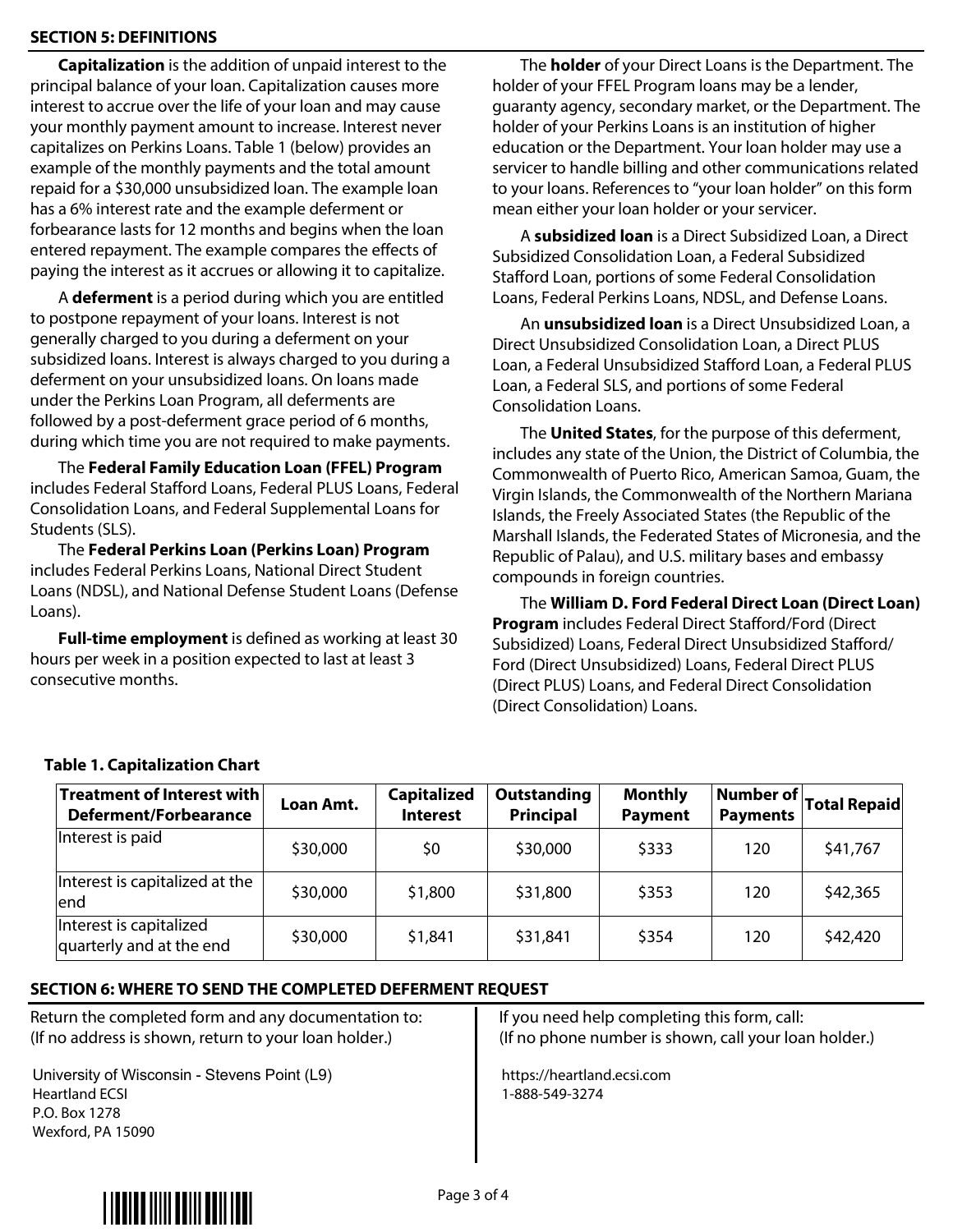## SECTION 5: DEFINITIONS

**Capitalization** is the addition of unpaid interest to the principal balance of your loan. Capitalization causes more interest to accrue over the life of your loan and may cause your monthly payment amount to increase. Interest never capitalizes on Perkins Loans. Table 1 (below) provides an example of the monthly payments and the total amount repaid for a $30,000 unsubsidized loan. The example loan has a 6% interest rate and the example deferment or forbearance lasts for 12 months and begins when the loan entered repayment. The example compares the effects of paying the interest as it accrues or allowing it to capitalize.

A **deferment** is a period during which you are entitled to postpone repayment of your loans. Interest is not generally charged to you during a deferment on your subsidized loans. Interest is always charged to you during a deferment on your unsubsidized loans. On loans made under the Perkins Loan Program, all deferments are followed by a post-deferment grace period of 6 months, during which time you are not required to make payments.

The **Federal Family Education Loan (FFEL) Program** includes Federal Stafford Loans, Federal PLUS Loans, Federal Consolidation Loans, and Federal Supplemental Loans for Students (SLS).

The **Federal Perkins Loan (Perkins Loan) Program** includes Federal Perkins Loans, National Direct Student Loans (NDSL), and National Defense Student Loans (Defense Loans).

**Full-time employment** is defined as working at least 30 hours per week in a position expected to last at least 3 consecutive months.

The **holder** of your Direct Loans is the Department. The holder of your FFEL Program loans may be a lender, guaranty agency, secondary market, or the Department. The holder of your Perkins Loans is an institution of higher education or the Department. Your loan holder may use a servicer to handle billing and other communications related to your loans. References to "your loan holder" on this form mean either your loan holder or your servicer.

A **subsidized loan** is a Direct Subsidized Loan, a Direct Subsidized Consolidation Loan, a Federal Subsidized Stafford Loan, portions of some Federal Consolidation Loans, Federal Perkins Loans, NDSL, and Defense Loans.

An **unsubsidized loan** is a Direct Unsubsidized Loan, a Direct Unsubsidized Consolidation Loan, a Direct PLUS Loan, a Federal Unsubsidized Stafford Loan, a Federal PLUS Loan, a Federal SLS, and portions of some Federal Consolidation Loans.

The **United States**, for the purpose of this deferment, includes any state of the Union, the District of Columbia, the Commonwealth of Puerto Rico, American Samoa, Guam, the Virgin Islands, the Commonwealth of the Northern Mariana Islands, the Freely Associated States (the Republic of the Marshall Islands, the Federated States of Micronesia, and the Republic of Palau), and U.S. military bases and embassy compounds in foreign countries.

The **William D. Ford Federal Direct Loan (Direct Loan) Program** includes Federal Direct Stafford/Ford (Direct Subsidized) Loans, Federal Direct Unsubsidized Stafford/Ford (Direct Unsubsidized) Loans, Federal Direct PLUS (Direct PLUS) Loans, and Federal Direct Consolidation (Direct Consolidation) Loans.

**Table 1. Capitalization Chart**

| Treatment of Interest with Deferment/Forbearance | Loan Amt. | Capitalized Interest | Outstanding Principal | Monthly Payment | Number of Payments | Total Repaid |
|---|---|---|---|---|---|---|
| Interest is paid | $30,000 | $0 | $30,000 | $333 | 120 | $41,767 |
| Interest is capitalized at the end | $30,000 | $1,800 | $31,800 | $353 | 120 | $42,365 |
| Interest is capitalized quarterly and at the end | $30,000 | $1,841 | $31,841 | $354 | 120 | $42,420 |

## SECTION 6: WHERE TO SEND THE COMPLETED DEFERMENT REQUEST

Return the completed form and any documentation to:
(If no address is shown, return to your loan holder.)

University of Wisconsin - Stevens Point (L9)
Heartland ECSI
P.O. Box 1278
Wexford, PA 15090

If you need help completing this form, call:
(If no phone number is shown, call your loan holder.)

https://heartland.ecsi.com
1-888-549-3274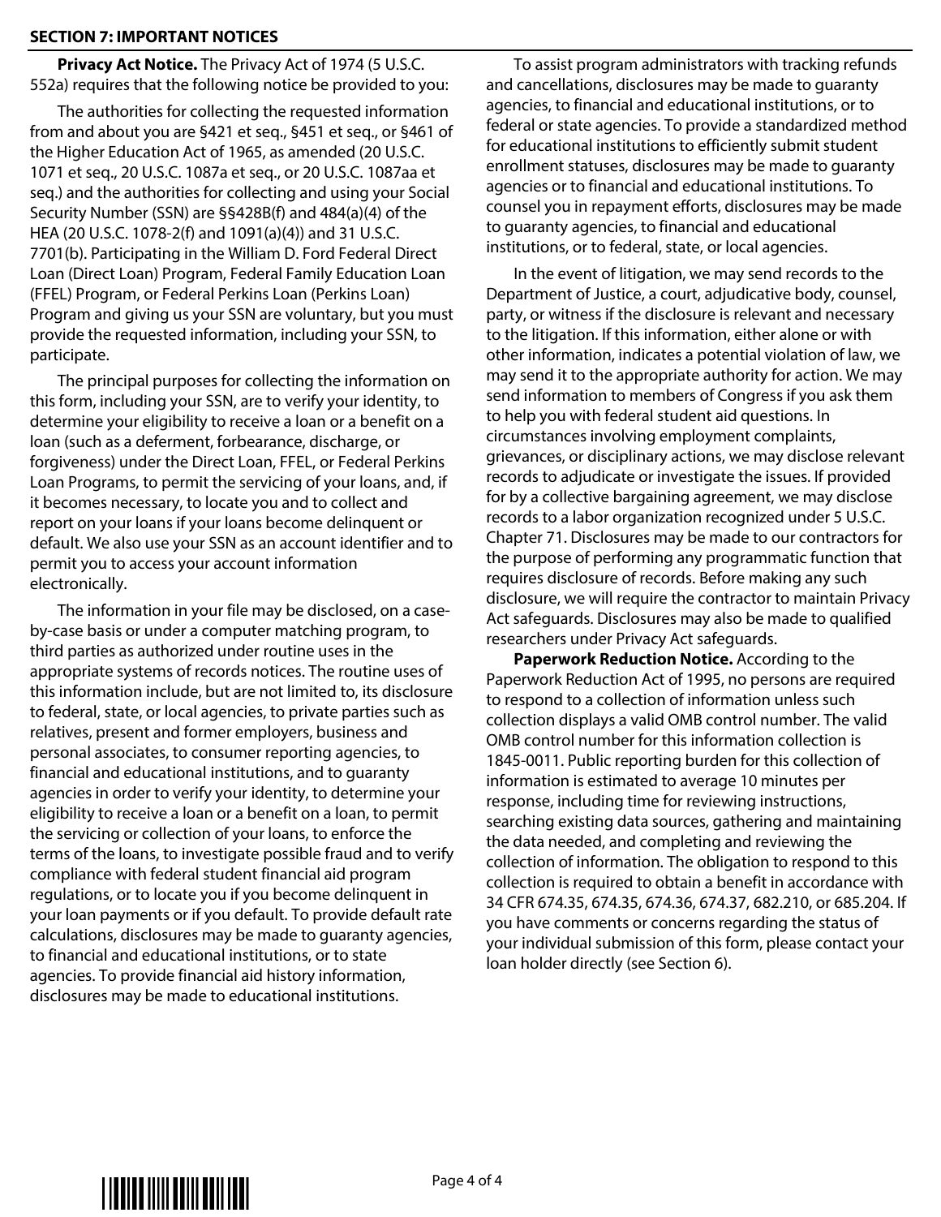## SECTION 7: IMPORTANT NOTICES

**Privacy Act Notice.** The Privacy Act of 1974 (5 U.S.C. 552a) requires that the following notice be provided to you:

The authorities for collecting the requested information from and about you are §421 et seq., §451 et seq., or §461 of the Higher Education Act of 1965, as amended (20 U.S.C. 1071 et seq., 20 U.S.C. 1087a et seq., or 20 U.S.C. 1087aa et seq.) and the authorities for collecting and using your Social Security Number (SSN) are §§428B(f) and 484(a)(4) of the HEA (20 U.S.C. 1078-2(f) and 1091(a)(4)) and 31 U.S.C. 7701(b). Participating in the William D. Ford Federal Direct Loan (Direct Loan) Program, Federal Family Education Loan (FFEL) Program, or Federal Perkins Loan (Perkins Loan) Program and giving us your SSN are voluntary, but you must provide the requested information, including your SSN, to participate.

The principal purposes for collecting the information on this form, including your SSN, are to verify your identity, to determine your eligibility to receive a loan or a benefit on a loan (such as a deferment, forbearance, discharge, or forgiveness) under the Direct Loan, FFEL, or Federal Perkins Loan Programs, to permit the servicing of your loans, and, if it becomes necessary, to locate you and to collect and report on your loans if your loans become delinquent or default. We also use your SSN as an account identifier and to permit you to access your account information electronically.

The information in your file may be disclosed, on a case-by-case basis or under a computer matching program, to third parties as authorized under routine uses in the appropriate systems of records notices. The routine uses of this information include, but are not limited to, its disclosure to federal, state, or local agencies, to private parties such as relatives, present and former employers, business and personal associates, to consumer reporting agencies, to financial and educational institutions, and to guaranty agencies in order to verify your identity, to determine your eligibility to receive a loan or a benefit on a loan, to permit the servicing or collection of your loans, to enforce the terms of the loans, to investigate possible fraud and to verify compliance with federal student financial aid program regulations, or to locate you if you become delinquent in your loan payments or if you default. To provide default rate calculations, disclosures may be made to guaranty agencies, to financial and educational institutions, or to state agencies. To provide financial aid history information, disclosures may be made to educational institutions.

To assist program administrators with tracking refunds and cancellations, disclosures may be made to guaranty agencies, to financial and educational institutions, or to federal or state agencies. To provide a standardized method for educational institutions to efficiently submit student enrollment statuses, disclosures may be made to guaranty agencies or to financial and educational institutions. To counsel you in repayment efforts, disclosures may be made to guaranty agencies, to financial and educational institutions, or to federal, state, or local agencies.

In the event of litigation, we may send records to the Department of Justice, a court, adjudicative body, counsel, party, or witness if the disclosure is relevant and necessary to the litigation. If this information, either alone or with other information, indicates a potential violation of law, we may send it to the appropriate authority for action. We may send information to members of Congress if you ask them to help you with federal student aid questions. In circumstances involving employment complaints, grievances, or disciplinary actions, we may disclose relevant records to adjudicate or investigate the issues. If provided for by a collective bargaining agreement, we may disclose records to a labor organization recognized under 5 U.S.C. Chapter 71. Disclosures may be made to our contractors for the purpose of performing any programmatic function that requires disclosure of records. Before making any such disclosure, we will require the contractor to maintain Privacy Act safeguards. Disclosures may also be made to qualified researchers under Privacy Act safeguards.

**Paperwork Reduction Notice.** According to the Paperwork Reduction Act of 1995, no persons are required to respond to a collection of information unless such collection displays a valid OMB control number. The valid OMB control number for this information collection is 1845-0011. Public reporting burden for this collection of information is estimated to average 10 minutes per response, including time for reviewing instructions, searching existing data sources, gathering and maintaining the data needed, and completing and reviewing the collection of information. The obligation to respond to this collection is required to obtain a benefit in accordance with 34 CFR 674.35, 674.35, 674.36, 674.37, 682.210, or 685.204. If you have comments or concerns regarding the status of your individual submission of this form, please contact your loan holder directly (see Section 6).